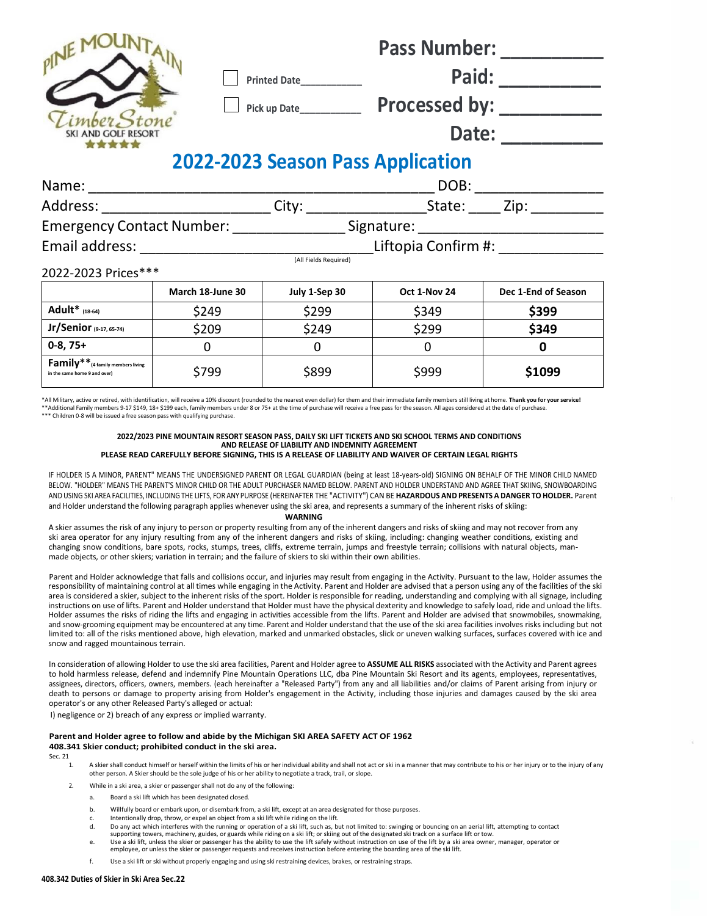Pass Number: __________

Paid: __________

Processed by: __________

Date: __________

☐ Printed Date__________

☐ Pick up Date__________

# 2022-2023 Season Pass Application

Name: ____________________________________________ DOB: _______________

Address: _____________________ City: _______________ State: ____ Zip: _________

Emergency Contact Number: ______________ Signature: _______________________

Email address: ____________________________ Liftopia Confirm #: _____________

(All Fields Required)

2022-2023 Prices***

| | March 18-June 30 | July 1-Sep 30 | Oct 1-Nov 24 | Dec 1-End of Season |
|---|---|---|---|---|
| **Adult*** (18-64) | $249 | $299 | $349 | **$399** |
| **Jr/Senior** (9-17, 65-74) | $209 | $249 | $299 | **$349** |
| **0-8, 75+** | 0 | 0 | 0 | **0** |
| **Family**** (4 family members living in the same home 9 and over) | $799 | $899 | $999 | **$1099** |

*All Military, active or retired, with identification, will receive a 10% discount (rounded to the nearest even dollar) for them and their immediate family members still living at home. **Thank you for your service!**
**Additional Family members 9-17 $149, 18+ $199 each, family members under 8 or 75+ at the time of purchase will receive a free pass for the season. All ages considered at the date of purchase.
*** Children 0-8 will be issued a free season pass with qualifying purchase.

**2022/2023 PINE MOUNTAIN RESORT SEASON PASS, DAILY SKI LIFT TICKETS AND SKI SCHOOL TERMS AND CONDITIONS AND RELEASE OF LIABILITY AND INDEMNITY AGREEMENT**
**PLEASE READ CAREFULLY BEFORE SIGNING, THIS IS A RELEASE OF LIABILITY AND WAIVER OF CERTAIN LEGAL RIGHTS**

IF HOLDER IS A MINOR, PARENT" MEANS THE UNDERSIGNED PARENT OR LEGAL GUARDIAN (being at least 18-years-old) SIGNING ON BEHALF OF THE MINOR CHILD NAMED BELOW. "HOLDER" MEANS THE PARENT'S MINOR CHILD OR THE ADULT PURCHASER NAMED BELOW. PARENT AND HOLDER UNDERSTAND AND AGREE THAT SKIING, SNOWBOARDING AND USING SKI AREA FACILITIES, INCLUDING THE LIFTS, FOR ANY PURPOSE (HEREINAFTER THE "ACTIVITY") CAN BE **HAZARDOUS AND PRESENTS A DANGER TO HOLDER.** Parent and Holder understand the following paragraph applies whenever using the ski area, and represents a summary of the inherent risks of skiing:

**WARNING**

A skier assumes the risk of any injury to person or property resulting from any of the inherent dangers and risks of skiing and may not recover from any ski area operator for any injury resulting from any of the inherent dangers and risks of skiing, including: changing weather conditions, existing and changing snow conditions, bare spots, rocks, stumps, trees, cliffs, extreme terrain, jumps and freestyle terrain; collisions with natural objects, man-made objects, or other skiers; variation in terrain; and the failure of skiers to ski within their own abilities.

Parent and Holder acknowledge that falls and collisions occur, and injuries may result from engaging in the Activity. Pursuant to the law, Holder assumes the responsibility of maintaining control at all times while engaging in the Activity. Parent and Holder are advised that a person using any of the facilities of the ski area is considered a skier, subject to the inherent risks of the sport. Holder is responsible for reading, understanding and complying with all signage, including instructions on use of lifts. Parent and Holder understand that Holder must have the physical dexterity and knowledge to safely load, ride and unload the lifts. Holder assumes the risks of riding the lifts and engaging in activities accessible from the lifts. Parent and Holder are advised that snowmobiles, snowmaking, and snow-grooming equipment may be encountered at any time. Parent and Holder understand that the use of the ski area facilities involves risks including but not limited to: all of the risks mentioned above, high elevation, marked and unmarked obstacles, slick or uneven walking surfaces, surfaces covered with ice and snow and ragged mountainous terrain.

In consideration of allowing Holder to use the ski area facilities, Parent and Holder agree to **ASSUME ALL RISKS** associated with the Activity and Parent agrees to hold harmless release, defend and indemnify Pine Mountain Operations LLC, dba Pine Mountain Ski Resort and its agents, employees, representatives, assignees, directors, officers, owners, members. (each hereinafter a "Released Party") from any and all liabilities and/or claims of Parent arising from injury or death to persons or damage to property arising from Holder's engagement in the Activity, including those injuries and damages caused by the ski area operator's or any other Released Party's alleged or actual:
I) negligence or 2) breach of any express or implied warranty.

**Parent and Holder agree to follow and abide by the Michigan SKI AREA SAFETY ACT OF 1962**
**408.341 Skier conduct; prohibited conduct in the ski area.**

Sec. 21

1. A skier shall conduct himself or herself within the limits of his or her individual ability and shall not act or ski in a manner that may contribute to his or her injury or to the injury of any other person. A Skier should be the sole judge of his or her ability to negotiate a track, trail, or slope.
2. While in a ski area, a skier or passenger shall not do any of the following:
   a. Board a ski lift which has been designated closed.
   b. Willfully board or embark upon, or disembark from, a ski lift, except at an area designated for those purposes.
   c. Intentionally drop, throw, or expel an object from a ski lift while riding on the lift.
   d. Do any act which interferes with the running or operation of a ski lift, such as, but not limited to: swinging or bouncing on an aerial lift, attempting to contact supporting towers, machinery, guides, or guards while riding on a ski lift; or skiing out of the designated ski track on a surface lift or tow.
   e. Use a ski lift, unless the skier or passenger has the ability to use the lift safely without instruction on use of the lift by a ski area owner, manager, operator or employee, or unless the skier or passenger requests and receives instruction before entering the boarding area of the ski lift.
   f. Use a ski lift or ski without properly engaging and using ski restraining devices, brakes, or restraining straps.

**408.342 Duties of Skier in Ski Area Sec.22**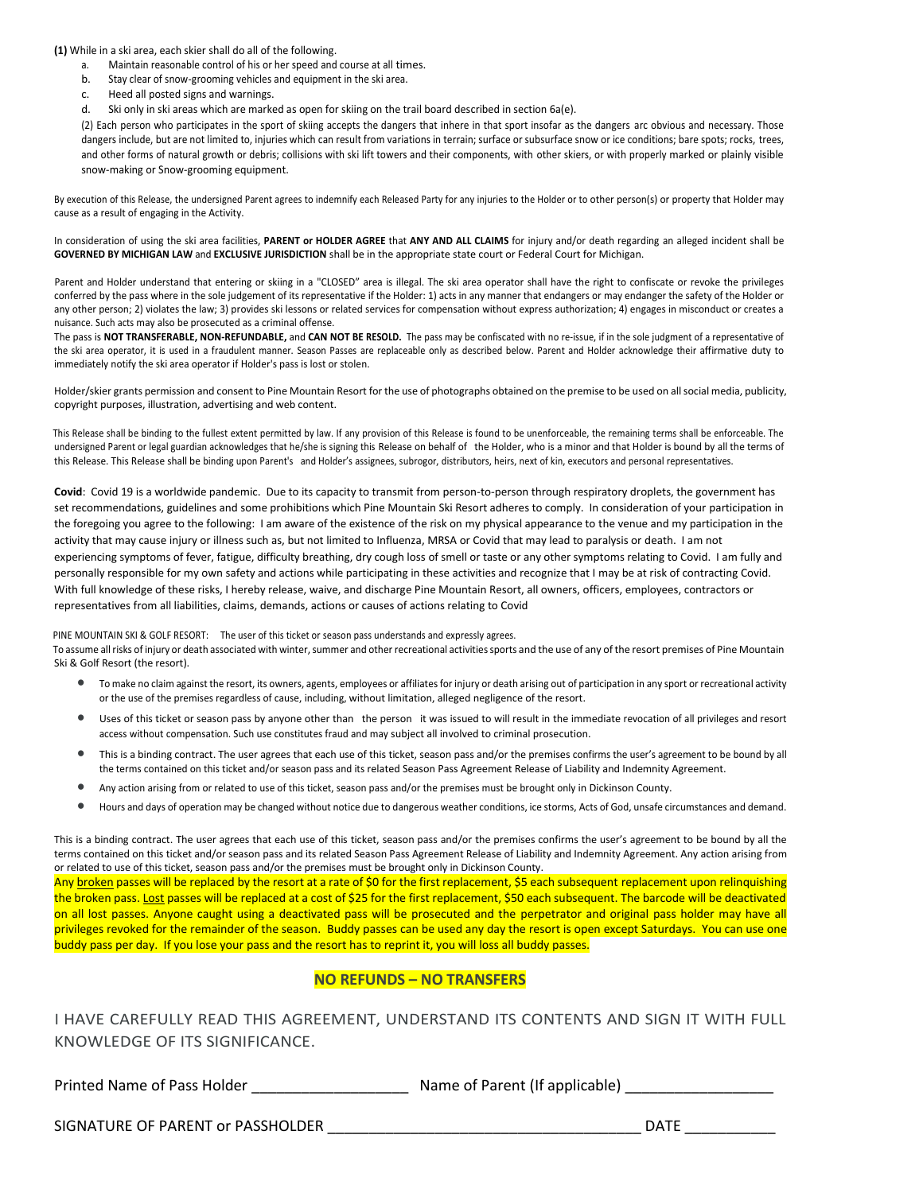**(1)** While in a ski area, each skier shall do all of the following.

a. Maintain reasonable control of his or her speed and course at all times.
b. Stay clear of snow-grooming vehicles and equipment in the ski area.
c. Heed all posted signs and warnings.
d. Ski only in ski areas which are marked as open for skiing on the trail board described in section 6a(e).

(2) Each person who participates in the sport of skiing accepts the dangers that inhere in that sport insofar as the dangers arc obvious and necessary. Those dangers include, but are not limited to, injuries which can result from variations in terrain; surface or subsurface snow or ice conditions; bare spots; rocks, trees, and other forms of natural growth or debris; collisions with ski lift towers and their components, with other skiers, or with properly marked or plainly visible snow-making or Snow-grooming equipment.

By execution of this Release, the undersigned Parent agrees to indemnify each Released Party for any injuries to the Holder or to other person(s) or property that Holder may cause as a result of engaging in the Activity.

In consideration of using the ski area facilities, **PARENT or HOLDER AGREE** that **ANY AND ALL CLAIMS** for injury and/or death regarding an alleged incident shall be **GOVERNED BY MICHIGAN LAW** and **EXCLUSIVE JURISDICTION** shall be in the appropriate state court or Federal Court for Michigan.

Parent and Holder understand that entering or skiing in a "CLOSED" area is illegal. The ski area operator shall have the right to confiscate or revoke the privileges conferred by the pass where in the sole judgement of its representative if the Holder: 1) acts in any manner that endangers or may endanger the safety of the Holder or any other person; 2) violates the law; 3) provides ski lessons or related services for compensation without express authorization; 4) engages in misconduct or creates a nuisance. Such acts may also be prosecuted as a criminal offense.
The pass is **NOT TRANSFERABLE, NON-REFUNDABLE,** and **CAN NOT BE RESOLD.** The pass may be confiscated with no re-issue, if in the sole judgment of a representative of the ski area operator, it is used in a fraudulent manner. Season Passes are replaceable only as described below. Parent and Holder acknowledge their affirmative duty to immediately notify the ski area operator if Holder's pass is lost or stolen.

Holder/skier grants permission and consent to Pine Mountain Resort for the use of photographs obtained on the premise to be used on all social media, publicity, copyright purposes, illustration, advertising and web content.

This Release shall be binding to the fullest extent permitted by law. If any provision of this Release is found to be unenforceable, the remaining terms shall be enforceable. The undersigned Parent or legal guardian acknowledges that he/she is signing this Release on behalf of the Holder, who is a minor and that Holder is bound by all the terms of this Release. This Release shall be binding upon Parent's and Holder's assignees, subrogor, distributors, heirs, next of kin, executors and personal representatives.

**Covid**: Covid 19 is a worldwide pandemic. Due to its capacity to transmit from person-to-person through respiratory droplets, the government has set recommendations, guidelines and some prohibitions which Pine Mountain Ski Resort adheres to comply. In consideration of your participation in the foregoing you agree to the following: I am aware of the existence of the risk on my physical appearance to the venue and my participation in the activity that may cause injury or illness such as, but not limited to Influenza, MRSA or Covid that may lead to paralysis or death. I am not experiencing symptoms of fever, fatigue, difficulty breathing, dry cough loss of smell or taste or any other symptoms relating to Covid. I am fully and personally responsible for my own safety and actions while participating in these activities and recognize that I may be at risk of contracting Covid. With full knowledge of these risks, I hereby release, waive, and discharge Pine Mountain Resort, all owners, officers, employees, contractors or representatives from all liabilities, claims, demands, actions or causes of actions relating to Covid

PINE MOUNTAIN SKI & GOLF RESORT: The user of this ticket or season pass understands and expressly agrees.
To assume all risks of injury or death associated with winter, summer and other recreational activities sports and the use of any of the resort premises of Pine Mountain Ski & Golf Resort (the resort).

- To make no claim against the resort, its owners, agents, employees or affiliates for injury or death arising out of participation in any sport or recreational activity or the use of the premises regardless of cause, including, without limitation, alleged negligence of the resort.
- Uses of this ticket or season pass by anyone other than the person it was issued to will result in the immediate revocation of all privileges and resort access without compensation. Such use constitutes fraud and may subject all involved to criminal prosecution.
- This is a binding contract. The user agrees that each use of this ticket, season pass and/or the premises confirms the user's agreement to be bound by all the terms contained on this ticket and/or season pass and its related Season Pass Agreement Release of Liability and Indemnity Agreement.
- Any action arising from or related to use of this ticket, season pass and/or the premises must be brought only in Dickinson County.
- Hours and days of operation may be changed without notice due to dangerous weather conditions, ice storms, Acts of God, unsafe circumstances and demand.

This is a binding contract. The user agrees that each use of this ticket, season pass and/or the premises confirms the user's agreement to be bound by all the terms contained on this ticket and/or season pass and its related Season Pass Agreement Release of Liability and Indemnity Agreement. Any action arising from or related to use of this ticket, season pass and/or the premises must be brought only in Dickinson County.
Any broken passes will be replaced by the resort at a rate of $0 for the first replacement, $5 each subsequent replacement upon relinquishing the broken pass. Lost passes will be replaced at a cost of $25 for the first replacement, $50 each subsequent. The barcode will be deactivated on all lost passes. Anyone caught using a deactivated pass will be prosecuted and the perpetrator and original pass holder may have all privileges revoked for the remainder of the season. Buddy passes can be used any day the resort is open except Saturdays. You can use one buddy pass per day. If you lose your pass and the resort has to reprint it, you will loss all buddy passes.

**NO REFUNDS – NO TRANSFERS**

I HAVE CAREFULLY READ THIS AGREEMENT, UNDERSTAND ITS CONTENTS AND SIGN IT WITH FULL KNOWLEDGE OF ITS SIGNIFICANCE.

Printed Name of Pass Holder ___________________ Name of Parent (If applicable) __________________

SIGNATURE OF PARENT or PASSHOLDER _____________________________________ DATE ___________